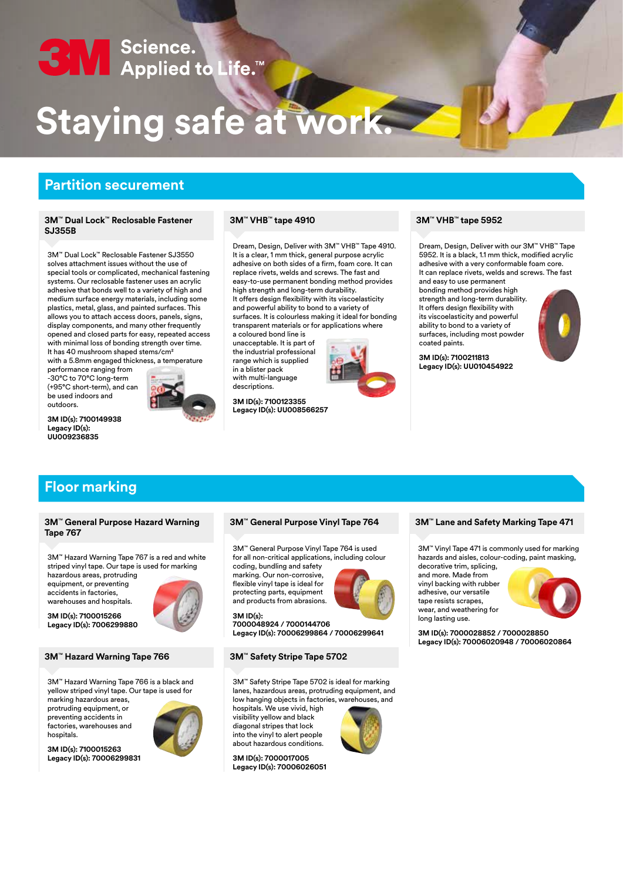3M Science. Applied to Life.™

# Staying safe at work.

## Partition securement

### 3M™ Dual Lock™ Reclosable Fastener SJ355B

3M™ Dual Lock™ Reclosable Fastener SJ3550 solves attachment issues without the use of special tools or complicated, mechanical fastening systems. Our reclosable fastener uses an acrylic adhesive that bonds well to a variety of high and medium surface energy materials, including some plastics, metal, glass, and painted surfaces. This allows you to attach access doors, panels, signs, display components, and many other frequently opened and closed parts for easy, repeated access with minimal loss of bonding strength over time. It has 40 mushroom shaped stems/cm² with a 5.8mm engaged thickness, a temperature performance ranging from -30°C to 70°C long-term (+95°C short-term), and can be used indoors and outdoors.

**3M ID(s): 7100149938**
**Legacy ID(s): UU009236835**

### 3M™ VHB™ tape 4910

Dream, Design, Deliver with 3M™ VHB™ Tape 4910. It is a clear, 1 mm thick, general purpose acrylic adhesive on both sides of a firm, foam core. It can replace rivets, welds and screws. The fast and easy-to-use permanent bonding method provides high strength and long-term durability. It offers design flexibility with its viscoelasticity and powerful ability to bond to a variety of surfaces. It is colourless making it ideal for bonding transparent materials or for applications where a coloured bond line is unacceptable. It is part of the industrial professional range which is supplied in a blister pack with multi-language descriptions.

**3M ID(s): 7100123355**
**Legacy ID(s): UU008566257**

### 3M™ VHB™ tape 5952

Dream, Design, Deliver with our 3M™ VHB™ Tape 5952. It is a black, 1.1 mm thick, modified acrylic adhesive with a very conformable foam core. It can replace rivets, welds and screws. The fast and easy to use permanent bonding method provides high strength and long-term durability. It offers design flexibility with its viscoelasticity and powerful ability to bond to a variety of surfaces, including most powder coated paints.

**3M ID(s): 7100211813**
**Legacy ID(s): UU010454922**

## Floor marking

### 3M™ General Purpose Hazard Warning Tape 767

3M™ Hazard Warning Tape 767 is a red and white striped vinyl tape. Our tape is used for marking hazardous areas, protruding equipment, or preventing accidents in factories, warehouses and hospitals.

**3M ID(s): 7100015266**
**Legacy ID(s): 7006299880**

### 3M™ General Purpose Vinyl Tape 764

3M™ General Purpose Vinyl Tape 764 is used for all non-critical applications, including colour coding, bundling and safety marking. Our non-corrosive, flexible vinyl tape is ideal for protecting parts, equipment and products from abrasions.

**3M ID(s): 7000048924 / 7000144706**
**Legacy ID(s): 70006299864 / 70006299641**

### 3M™ Lane and Safety Marking Tape 471

3M™ Vinyl Tape 471 is commonly used for marking hazards and aisles, colour-coding, paint masking, decorative trim, splicing, and more. Made from vinyl backing with rubber adhesive, our versatile tape resists scrapes, wear, and weathering for long lasting use.

**3M ID(s): 7000028852 / 7000028850**
**Legacy ID(s): 70006020948 / 70006020864**

### 3M™ Hazard Warning Tape 766

3M™ Hazard Warning Tape 766 is a black and yellow striped vinyl tape. Our tape is used for marking hazardous areas, protruding equipment, or preventing accidents in factories, warehouses and hospitals.

**3M ID(s): 7100015263**
**Legacy ID(s): 70006299831**

### 3M™ Safety Stripe Tape 5702

3M™ Safety Stripe Tape 5702 is ideal for marking lanes, hazardous areas, protruding equipment, and low hanging objects in factories, warehouses, and hospitals. We use vivid, high visibility yellow and black diagonal stripes that lock into the vinyl to alert people about hazardous conditions.

**3M ID(s): 7000017005**
**Legacy ID(s): 70006026051**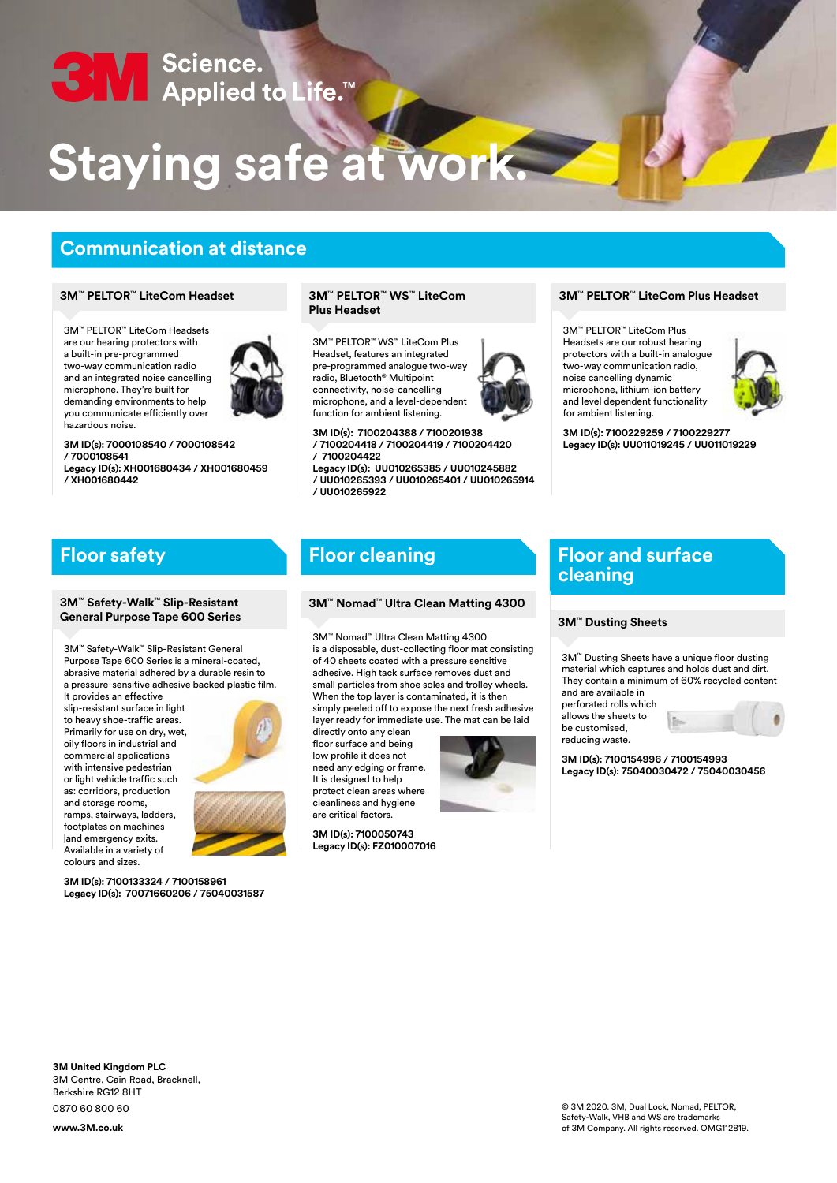3M Science. Applied to Life.™

# Staying safe at work.

## Communication at distance

### 3M™ PELTOR™ LiteCom Headset

3M™ PELTOR™ LiteCom Headsets are our hearing protectors with a built-in pre-programmed two-way communication radio and an integrated noise cancelling microphone. They're built for demanding environments to help you communicate efficiently over hazardous noise.

**3M ID(s): 7000108540 / 7000108542 / 7000108541**
**Legacy ID(s): XH001680434 / XH001680459 / XH001680442**

### 3M™ PELTOR™ WS™ LiteCom Plus Headset

3M™ PELTOR™ WS™ LiteCom Plus Headset, features an integrated pre-programmed analogue two-way radio, Bluetooth® Multipoint connectivity, noise-cancelling microphone, and a level-dependent function for ambient listening.

**3M ID(s): 7100204388 / 7100201938 / 7100204418 / 7100204419 / 7100204420 / 7100204422**
**Legacy ID(s): UU010265385 / UU010245882 / UU010265393 / UU010265401 / UU010265914 / UU010265922**

### 3M™ PELTOR™ LiteCom Plus Headset

3M™ PELTOR™ LiteCom Plus Headsets are our robust hearing protectors with a built-in analogue two-way communication radio, noise cancelling dynamic microphone, lithium-ion battery and level dependent functionality for ambient listening.

**3M ID(s): 7100229259 / 7100229277**
**Legacy ID(s): UU011019245 / UU011019229**

## Floor safety

### 3M™ Safety-Walk™ Slip-Resistant General Purpose Tape 600 Series

3M™ Safety-Walk™ Slip-Resistant General Purpose Tape 600 Series is a mineral-coated, abrasive material adhered by a durable resin to a pressure-sensitive adhesive backed plastic film. It provides an effective slip-resistant surface in light to heavy shoe-traffic areas. Primarily for use on dry, wet, oily floors in industrial and commercial applications with intensive pedestrian or light vehicle traffic such as: corridors, production and storage rooms, ramps, stairways, ladders, footplates on machines and emergency exits. Available in a variety of colours and sizes.

**3M ID(s): 7100133324 / 7100158961**
**Legacy ID(s): 70071660206 / 75040031587**

## Floor cleaning

### 3M™ Nomad™ Ultra Clean Matting 4300

3M™ Nomad™ Ultra Clean Matting 4300 is a disposable, dust-collecting floor mat consisting of 40 sheets coated with a pressure sensitive adhesive. High tack surface removes dust and small particles from shoe soles and trolley wheels. When the top layer is contaminated, it is then simply peeled off to expose the next fresh adhesive layer ready for immediate use. The mat can be laid directly onto any clean floor surface and being low profile it does not need any edging or frame. It is designed to help protect clean areas where cleanliness and hygiene are critical factors.

**3M ID(s): 7100050743**
**Legacy ID(s): FZ010007016**

## Floor and surface cleaning

### 3M™ Dusting Sheets

3M™ Dusting Sheets have a unique floor dusting material which captures and holds dust and dirt. They contain a minimum of 60% recycled content and are available in perforated rolls which allows the sheets to be customised, reducing waste.

**3M ID(s): 7100154996 / 7100154993**
**Legacy ID(s): 75040030472 / 75040030456**

**3M United Kingdom PLC**
3M Centre, Cain Road, Bracknell, Berkshire RG12 8HT

0870 60 800 60

**www.3M.co.uk**

© 3M 2020. 3M, Dual Lock, Nomad, PELTOR, Safety-Walk, VHB and WS are trademarks of 3M Company. All rights reserved. OMG112819.